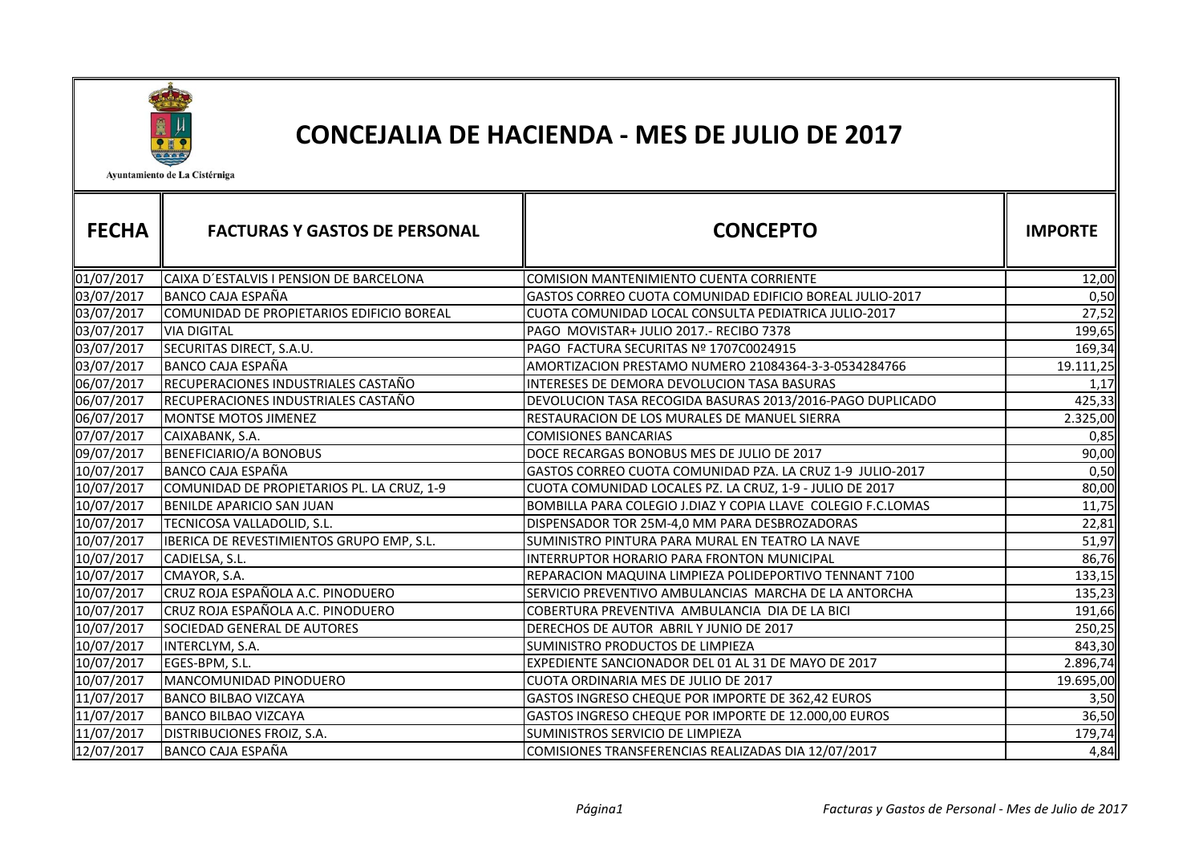Ayuntamiento de La Cistérniga

# CONCEJALIA DE HACIENDA - MES DE JULIO DE 2017

| FECHA | FACTURAS Y GASTOS DE PERSONAL | CONCEPTO | IMPORTE |
|---|---|---|---|
| 01/07/2017 | CAIXA D´ESTALVIS I PENSION DE BARCELONA | COMISION MANTENIMIENTO CUENTA CORRIENTE | 12,00 |
| 03/07/2017 | BANCO CAJA ESPAÑA | GASTOS CORREO CUOTA COMUNIDAD EDIFICIO BOREAL JULIO-2017 | 0,50 |
| 03/07/2017 | COMUNIDAD DE PROPIETARIOS EDIFICIO BOREAL | CUOTA COMUNIDAD LOCAL CONSULTA PEDIATRICA JULIO-2017 | 27,52 |
| 03/07/2017 | VIA DIGITAL | PAGO MOVISTAR+ JULIO 2017.- RECIBO 7378 | 199,65 |
| 03/07/2017 | SECURITAS DIRECT, S.A.U. | PAGO FACTURA SECURITAS Nº 1707C0024915 | 169,34 |
| 03/07/2017 | BANCO CAJA ESPAÑA | AMORTIZACION PRESTAMO NUMERO 21084364-3-3-0534284766 | 19.111,25 |
| 06/07/2017 | RECUPERACIONES INDUSTRIALES CASTAÑO | INTERESES DE DEMORA DEVOLUCION TASA BASURAS | 1,17 |
| 06/07/2017 | RECUPERACIONES INDUSTRIALES CASTAÑO | DEVOLUCION TASA RECOGIDA BASURAS 2013/2016-PAGO DUPLICADO | 425,33 |
| 06/07/2017 | MONTSE MOTOS JIMENEZ | RESTAURACION DE LOS MURALES DE MANUEL SIERRA | 2.325,00 |
| 07/07/2017 | CAIXABANK, S.A. | COMISIONES BANCARIAS | 0,85 |
| 09/07/2017 | BENEFICIARIO/A BONOBUS | DOCE RECARGAS BONOBUS MES DE JULIO DE 2017 | 90,00 |
| 10/07/2017 | BANCO CAJA ESPAÑA | GASTOS CORREO CUOTA COMUNIDAD PZA. LA CRUZ 1-9 JULIO-2017 | 0,50 |
| 10/07/2017 | COMUNIDAD DE PROPIETARIOS PL. LA CRUZ, 1-9 | CUOTA COMUNIDAD LOCALES PZ. LA CRUZ, 1-9 - JULIO DE 2017 | 80,00 |
| 10/07/2017 | BENILDE APARICIO SAN JUAN | BOMBILLA PARA COLEGIO J.DIAZ Y COPIA LLAVE COLEGIO F.C.LOMAS | 11,75 |
| 10/07/2017 | TECNICOSA VALLADOLID, S.L. | DISPENSADOR TOR 25M-4,0 MM PARA DESBROZADORAS | 22,81 |
| 10/07/2017 | IBERICA DE REVESTIMIENTOS GRUPO EMP, S.L. | SUMINISTRO PINTURA PARA MURAL EN TEATRO LA NAVE | 51,97 |
| 10/07/2017 | CADIELSA, S.L. | INTERRUPTOR HORARIO PARA FRONTON MUNICIPAL | 86,76 |
| 10/07/2017 | CMAYOR, S.A. | REPARACION MAQUINA LIMPIEZA POLIDEPORTIVO TENNANT 7100 | 133,15 |
| 10/07/2017 | CRUZ ROJA ESPAÑOLA A.C. PINODUERO | SERVICIO PREVENTIVO AMBULANCIAS MARCHA DE LA ANTORCHA | 135,23 |
| 10/07/2017 | CRUZ ROJA ESPAÑOLA A.C. PINODUERO | COBERTURA PREVENTIVA AMBULANCIA DIA DE LA BICI | 191,66 |
| 10/07/2017 | SOCIEDAD GENERAL DE AUTORES | DERECHOS DE AUTOR ABRIL Y JUNIO DE 2017 | 250,25 |
| 10/07/2017 | INTERCLYM, S.A. | SUMINISTRO PRODUCTOS DE LIMPIEZA | 843,30 |
| 10/07/2017 | EGES-BPM, S.L. | EXPEDIENTE SANCIONADOR DEL 01 AL 31 DE MAYO DE 2017 | 2.896,74 |
| 10/07/2017 | MANCOMUNIDAD PINODUERO | CUOTA ORDINARIA MES DE JULIO DE 2017 | 19.695,00 |
| 11/07/2017 | BANCO BILBAO VIZCAYA | GASTOS INGRESO CHEQUE POR IMPORTE DE 362,42 EUROS | 3,50 |
| 11/07/2017 | BANCO BILBAO VIZCAYA | GASTOS INGRESO CHEQUE POR IMPORTE DE 12.000,00 EUROS | 36,50 |
| 11/07/2017 | DISTRIBUCIONES FROIZ, S.A. | SUMINISTROS SERVICIO DE LIMPIEZA | 179,74 |
| 12/07/2017 | BANCO CAJA ESPAÑA | COMISIONES TRANSFERENCIAS REALIZADAS DIA 12/07/2017 | 4,84 |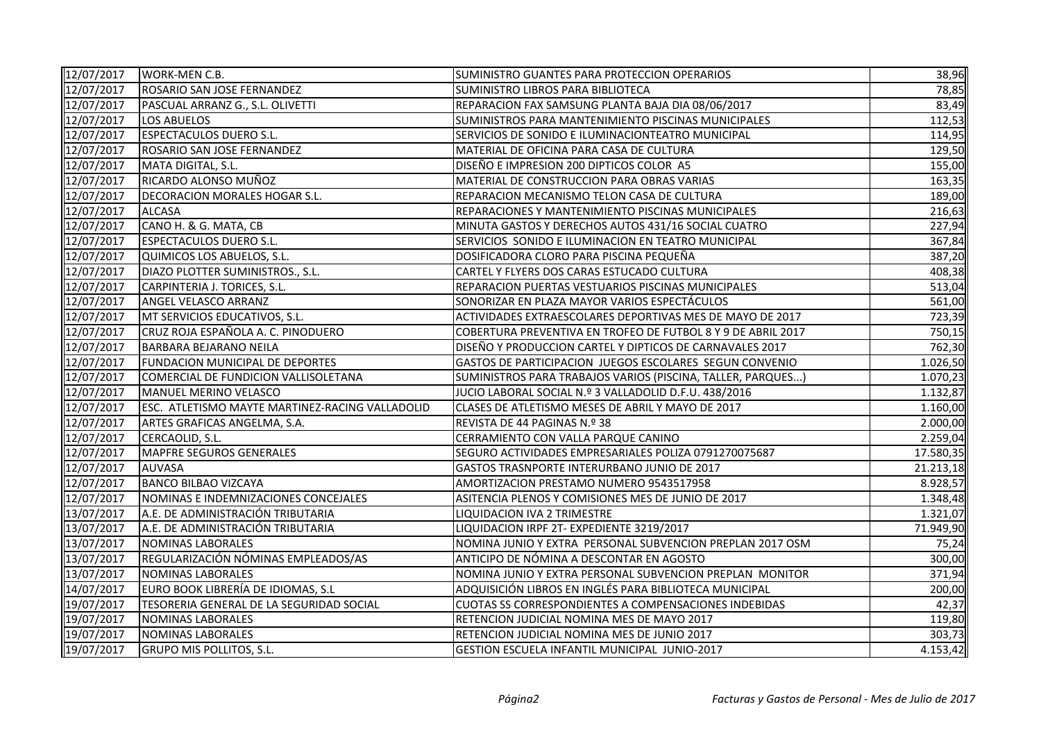| | | | |
|---|---|---|---|
| 12/07/2017 | WORK-MEN C.B. | SUMINISTRO GUANTES PARA PROTECCION OPERARIOS | 38,96 |
| 12/07/2017 | ROSARIO SAN JOSE FERNANDEZ | SUMINISTRO LIBROS PARA BIBLIOTECA | 78,85 |
| 12/07/2017 | PASCUAL ARRANZ G., S.L. OLIVETTI | REPARACION FAX SAMSUNG PLANTA BAJA DIA 08/06/2017 | 83,49 |
| 12/07/2017 | LOS ABUELOS | SUMINISTROS PARA MANTENIMIENTO PISCINAS MUNICIPALES | 112,53 |
| 12/07/2017 | ESPECTACULOS DUERO S.L. | SERVICIOS DE SONIDO E ILUMINACIONTEATRO MUNICIPAL | 114,95 |
| 12/07/2017 | ROSARIO SAN JOSE FERNANDEZ | MATERIAL DE OFICINA PARA CASA DE CULTURA | 129,50 |
| 12/07/2017 | MATA DIGITAL, S.L. | DISEÑO E IMPRESION 200 DIPTICOS COLOR A5 | 155,00 |
| 12/07/2017 | RICARDO ALONSO MUÑOZ | MATERIAL DE CONSTRUCCION PARA OBRAS VARIAS | 163,35 |
| 12/07/2017 | DECORACION MORALES HOGAR S.L. | REPARACION MECANISMO TELON CASA DE CULTURA | 189,00 |
| 12/07/2017 | ALCASA | REPARACIONES Y MANTENIMIENTO PISCINAS MUNICIPALES | 216,63 |
| 12/07/2017 | CANO H. & G. MATA, CB | MINUTA GASTOS Y DERECHOS AUTOS 431/16 SOCIAL CUATRO | 227,94 |
| 12/07/2017 | ESPECTACULOS DUERO S.L. | SERVICIOS SONIDO E ILUMINACION EN TEATRO MUNICIPAL | 367,84 |
| 12/07/2017 | QUIMICOS LOS ABUELOS, S.L. | DOSIFICADORA CLORO PARA PISCINA PEQUEÑA | 387,20 |
| 12/07/2017 | DIAZO PLOTTER SUMINISTROS., S.L. | CARTEL Y FLYERS DOS CARAS ESTUCADO CULTURA | 408,38 |
| 12/07/2017 | CARPINTERIA J. TORICES, S.L. | REPARACION PUERTAS VESTUARIOS PISCINAS MUNICIPALES | 513,04 |
| 12/07/2017 | ANGEL VELASCO ARRANZ | SONORIZAR EN PLAZA MAYOR VARIOS ESPECTÁCULOS | 561,00 |
| 12/07/2017 | MT SERVICIOS EDUCATIVOS, S.L. | ACTIVIDADES EXTRAESCOLARES DEPORTIVAS MES DE MAYO DE 2017 | 723,39 |
| 12/07/2017 | CRUZ ROJA ESPAÑOLA A. C. PINODUERO | COBERTURA PREVENTIVA EN TROFEO DE FUTBOL 8 Y 9 DE ABRIL 2017 | 750,15 |
| 12/07/2017 | BARBARA BEJARANO NEILA | DISEÑO Y PRODUCCION CARTEL Y DIPTICOS DE CARNAVALES 2017 | 762,30 |
| 12/07/2017 | FUNDACION MUNICIPAL DE DEPORTES | GASTOS DE PARTICIPACION JUEGOS ESCOLARES SEGUN CONVENIO | 1.026,50 |
| 12/07/2017 | COMERCIAL DE FUNDICION VALLISOLETANA | SUMINISTROS PARA TRABAJOS VARIOS (PISCINA, TALLER, PARQUES...) | 1.070,23 |
| 12/07/2017 | MANUEL MERINO VELASCO | JUCIO LABORAL SOCIAL N.º 3 VALLADOLID D.F.U. 438/2016 | 1.132,87 |
| 12/07/2017 | ESC. ATLETISMO MAYTE MARTINEZ-RACING VALLADOLID | CLASES DE ATLETISMO MESES DE ABRIL Y MAYO DE 2017 | 1.160,00 |
| 12/07/2017 | ARTES GRAFICAS ANGELMA, S.A. | REVISTA DE 44 PAGINAS N.º 38 | 2.000,00 |
| 12/07/2017 | CERCAOLID, S.L. | CERRAMIENTO CON VALLA PARQUE CANINO | 2.259,04 |
| 12/07/2017 | MAPFRE SEGUROS GENERALES | SEGURO ACTIVIDADES EMPRESARIALES POLIZA 0791270075687 | 17.580,35 |
| 12/07/2017 | AUVASA | GASTOS TRASNPORTE INTERURBANO JUNIO DE 2017 | 21.213,18 |
| 12/07/2017 | BANCO BILBAO VIZCAYA | AMORTIZACION PRESTAMO NUMERO 9543517958 | 8.928,57 |
| 12/07/2017 | NOMINAS E INDEMNIZACIONES CONCEJALES | ASITENCIA PLENOS Y COMISIONES MES DE JUNIO DE 2017 | 1.348,48 |
| 13/07/2017 | A.E. DE ADMINISTRACIÓN TRIBUTARIA | LIQUIDACION IVA 2 TRIMESTRE | 1.321,07 |
| 13/07/2017 | A.E. DE ADMINISTRACIÓN TRIBUTARIA | LIQUIDACION IRPF 2T- EXPEDIENTE 3219/2017 | 71.949,90 |
| 13/07/2017 | NOMINAS LABORALES | NOMINA JUNIO Y EXTRA PERSONAL SUBVENCION PREPLAN 2017 OSM | 75,24 |
| 13/07/2017 | REGULARIZACIÓN NÓMINAS EMPLEADOS/AS | ANTICIPO DE NÓMINA A DESCONTAR EN AGOSTO | 300,00 |
| 13/07/2017 | NOMINAS LABORALES | NOMINA JUNIO Y EXTRA PERSONAL SUBVENCION PREPLAN MONITOR | 371,94 |
| 14/07/2017 | EURO BOOK LIBRERÍA DE IDIOMAS, S.L | ADQUISICIÓN LIBROS EN INGLÉS PARA BIBLIOTECA MUNICIPAL | 200,00 |
| 19/07/2017 | TESORERIA GENERAL DE LA SEGURIDAD SOCIAL | CUOTAS SS CORRESPONDIENTES A COMPENSACIONES INDEBIDAS | 42,37 |
| 19/07/2017 | NOMINAS LABORALES | RETENCION JUDICIAL NOMINA MES DE MAYO 2017 | 119,80 |
| 19/07/2017 | NOMINAS LABORALES | RETENCION JUDICIAL NOMINA MES DE JUNIO 2017 | 303,73 |
| 19/07/2017 | GRUPO MIS POLLITOS, S.L. | GESTION ESCUELA INFANTIL MUNICIPAL JUNIO-2017 | 4.153,42 |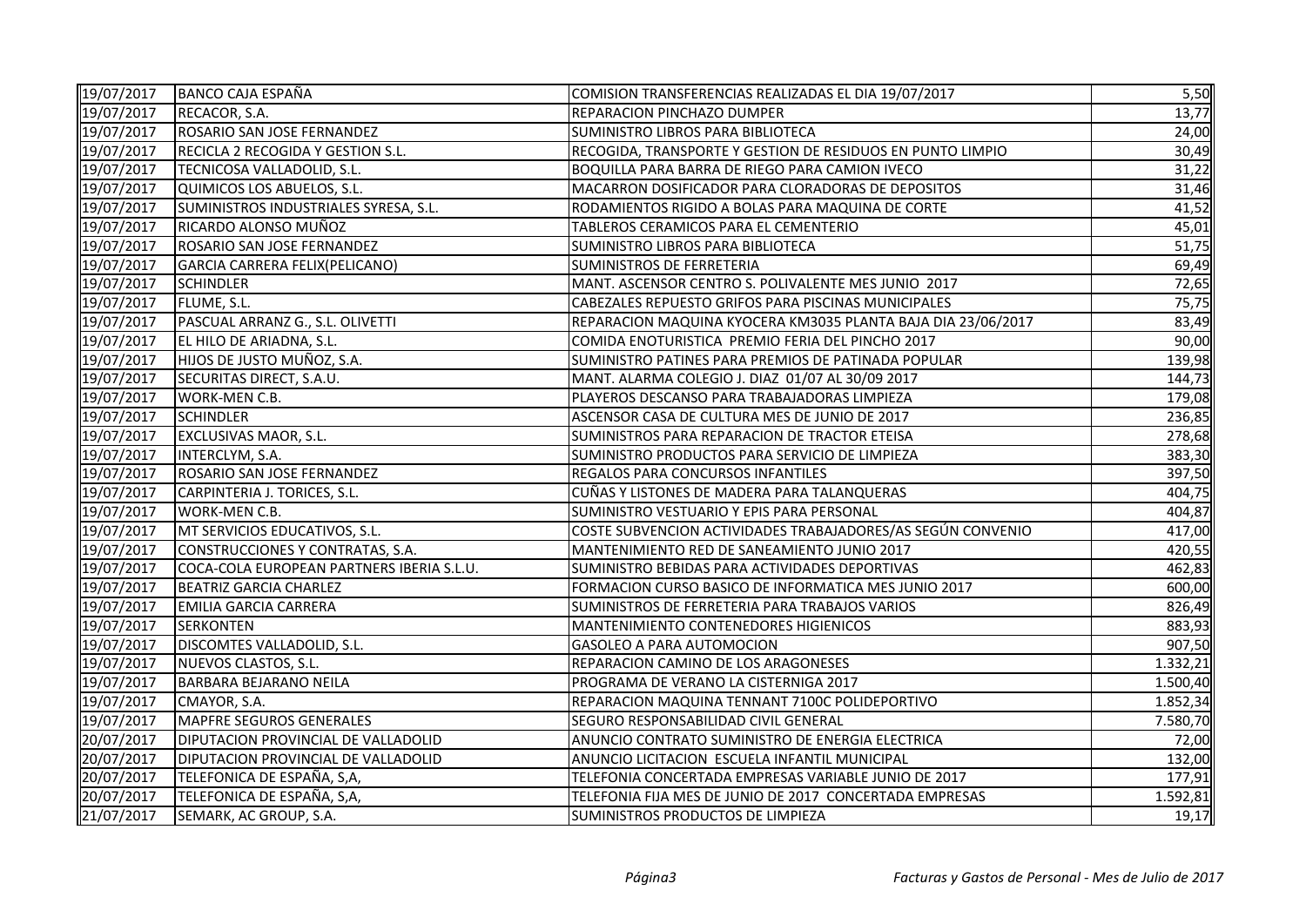| | | | |
|---|---|---|---|
| 19/07/2017 | BANCO CAJA ESPAÑA | COMISION TRANSFERENCIAS REALIZADAS EL DIA 19/07/2017 | 5,50 |
| 19/07/2017 | RECACOR, S.A. | REPARACION PINCHAZO DUMPER | 13,77 |
| 19/07/2017 | ROSARIO SAN JOSE FERNANDEZ | SUMINISTRO LIBROS PARA BIBLIOTECA | 24,00 |
| 19/07/2017 | RECICLA 2 RECOGIDA Y GESTION S.L. | RECOGIDA, TRANSPORTE Y GESTION DE RESIDUOS EN PUNTO LIMPIO | 30,49 |
| 19/07/2017 | TECNICOSA VALLADOLID, S.L. | BOQUILLA PARA BARRA DE RIEGO PARA CAMION IVECO | 31,22 |
| 19/07/2017 | QUIMICOS LOS ABUELOS, S.L. | MACARRON DOSIFICADOR PARA CLORADORAS DE DEPOSITOS | 31,46 |
| 19/07/2017 | SUMINISTROS INDUSTRIALES SYRESA, S.L. | RODAMIENTOS RIGIDO A BOLAS PARA MAQUINA DE CORTE | 41,52 |
| 19/07/2017 | RICARDO ALONSO MUÑOZ | TABLEROS CERAMICOS PARA EL CEMENTERIO | 45,01 |
| 19/07/2017 | ROSARIO SAN JOSE FERNANDEZ | SUMINISTRO LIBROS PARA BIBLIOTECA | 51,75 |
| 19/07/2017 | GARCIA CARRERA FELIX(PELICANO) | SUMINISTROS DE FERRETERIA | 69,49 |
| 19/07/2017 | SCHINDLER | MANT. ASCENSOR CENTRO S. POLIVALENTE MES JUNIO 2017 | 72,65 |
| 19/07/2017 | FLUME, S.L. | CABEZALES REPUESTO GRIFOS PARA PISCINAS MUNICIPALES | 75,75 |
| 19/07/2017 | PASCUAL ARRANZ G., S.L. OLIVETTI | REPARACION MAQUINA KYOCERA KM3035 PLANTA BAJA DIA 23/06/2017 | 83,49 |
| 19/07/2017 | EL HILO DE ARIADNA, S.L. | COMIDA ENOTURISTICA PREMIO FERIA DEL PINCHO 2017 | 90,00 |
| 19/07/2017 | HIJOS DE JUSTO MUÑOZ, S.A. | SUMINISTRO PATINES PARA PREMIOS DE PATINADA POPULAR | 139,98 |
| 19/07/2017 | SECURITAS DIRECT, S.A.U. | MANT. ALARMA COLEGIO J. DIAZ 01/07 AL 30/09 2017 | 144,73 |
| 19/07/2017 | WORK-MEN C.B. | PLAYEROS DESCANSO PARA TRABAJADORAS LIMPIEZA | 179,08 |
| 19/07/2017 | SCHINDLER | ASCENSOR CASA DE CULTURA MES DE JUNIO DE 2017 | 236,85 |
| 19/07/2017 | EXCLUSIVAS MAOR, S.L. | SUMINISTROS PARA REPARACION DE TRACTOR ETEISA | 278,68 |
| 19/07/2017 | INTERCLYM, S.A. | SUMINISTRO PRODUCTOS PARA SERVICIO DE LIMPIEZA | 383,30 |
| 19/07/2017 | ROSARIO SAN JOSE FERNANDEZ | REGALOS PARA CONCURSOS INFANTILES | 397,50 |
| 19/07/2017 | CARPINTERIA J. TORICES, S.L. | CUÑAS Y LISTONES DE MADERA PARA TALANQUERAS | 404,75 |
| 19/07/2017 | WORK-MEN C.B. | SUMINISTRO VESTUARIO Y EPIS PARA PERSONAL | 404,87 |
| 19/07/2017 | MT SERVICIOS EDUCATIVOS, S.L. | COSTE SUBVENCION ACTIVIDADES TRABAJADORES/AS SEGÚN CONVENIO | 417,00 |
| 19/07/2017 | CONSTRUCCIONES Y CONTRATAS, S.A. | MANTENIMIENTO RED DE SANEAMIENTO JUNIO 2017 | 420,55 |
| 19/07/2017 | COCA-COLA EUROPEAN PARTNERS IBERIA S.L.U. | SUMINISTRO BEBIDAS PARA ACTIVIDADES DEPORTIVAS | 462,83 |
| 19/07/2017 | BEATRIZ GARCIA CHARLEZ | FORMACION CURSO BASICO DE INFORMATICA MES JUNIO 2017 | 600,00 |
| 19/07/2017 | EMILIA GARCIA CARRERA | SUMINISTROS DE FERRETERIA PARA TRABAJOS VARIOS | 826,49 |
| 19/07/2017 | SERKONTEN | MANTENIMIENTO CONTENEDORES HIGIENICOS | 883,93 |
| 19/07/2017 | DISCOMTES VALLADOLID, S.L. | GASOLEO A PARA AUTOMOCION | 907,50 |
| 19/07/2017 | NUEVOS CLASTOS, S.L. | REPARACION CAMINO DE LOS ARAGONESES | 1.332,21 |
| 19/07/2017 | BARBARA BEJARANO NEILA | PROGRAMA DE VERANO LA CISTERNIGA 2017 | 1.500,40 |
| 19/07/2017 | CMAYOR, S.A. | REPARACION MAQUINA TENNANT 7100C POLIDEPORTIVO | 1.852,34 |
| 19/07/2017 | MAPFRE SEGUROS GENERALES | SEGURO RESPONSABILIDAD CIVIL GENERAL | 7.580,70 |
| 20/07/2017 | DIPUTACION PROVINCIAL DE VALLADOLID | ANUNCIO CONTRATO SUMINISTRO DE ENERGIA ELECTRICA | 72,00 |
| 20/07/2017 | DIPUTACION PROVINCIAL DE VALLADOLID | ANUNCIO LICITACION ESCUELA INFANTIL MUNICIPAL | 132,00 |
| 20/07/2017 | TELEFONICA DE ESPAÑA, S,A, | TELEFONIA CONCERTADA EMPRESAS VARIABLE JUNIO DE 2017 | 177,91 |
| 20/07/2017 | TELEFONICA DE ESPAÑA, S,A, | TELEFONIA FIJA MES DE JUNIO DE 2017 CONCERTADA EMPRESAS | 1.592,81 |
| 21/07/2017 | SEMARK, AC GROUP, S.A. | SUMINISTROS PRODUCTOS DE LIMPIEZA | 19,17 |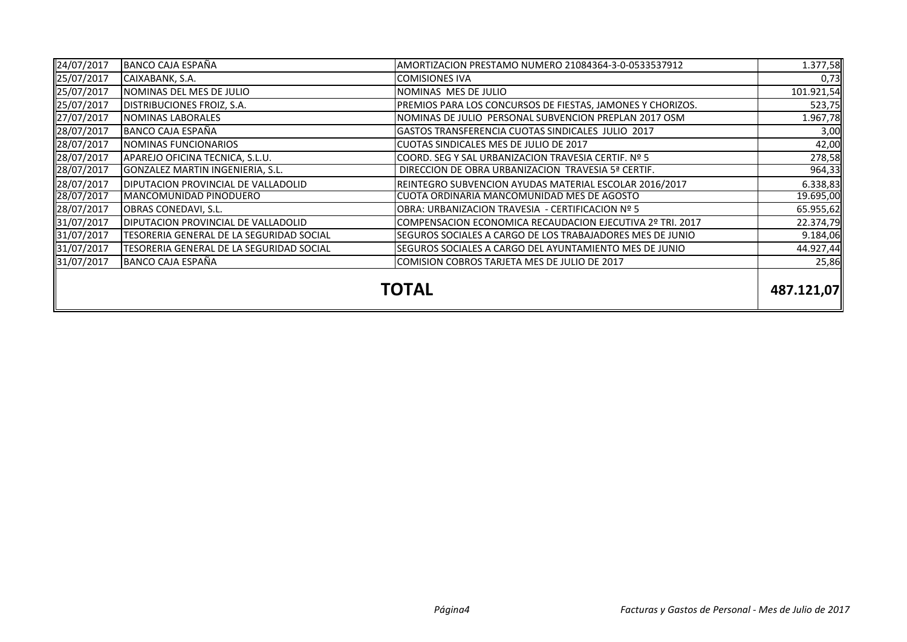| | | | |
|---|---|---|---|
| 24/07/2017 | BANCO CAJA ESPAÑA | AMORTIZACION PRESTAMO NUMERO 21084364-3-0-0533537912 | 1.377,58 |
| 25/07/2017 | CAIXABANK, S.A. | COMISIONES IVA | 0,73 |
| 25/07/2017 | NOMINAS DEL MES DE JULIO | NOMINAS MES DE JULIO | 101.921,54 |
| 25/07/2017 | DISTRIBUCIONES FROIZ, S.A. | PREMIOS PARA LOS CONCURSOS DE FIESTAS, JAMONES Y CHORIZOS. | 523,75 |
| 27/07/2017 | NOMINAS LABORALES | NOMINAS DE JULIO PERSONAL SUBVENCION PREPLAN 2017 OSM | 1.967,78 |
| 28/07/2017 | BANCO CAJA ESPAÑA | GASTOS TRANSFERENCIA CUOTAS SINDICALES JULIO 2017 | 3,00 |
| 28/07/2017 | NOMINAS FUNCIONARIOS | CUOTAS SINDICALES MES DE JULIO DE 2017 | 42,00 |
| 28/07/2017 | APAREJO OFICINA TECNICA, S.L.U. | COORD. SEG Y SAL URBANIZACION TRAVESIA CERTIF. Nº 5 | 278,58 |
| 28/07/2017 | GONZALEZ MARTIN INGENIERIA, S.L. | DIRECCION DE OBRA URBANIZACION TRAVESIA 5ª CERTIF. | 964,33 |
| 28/07/2017 | DIPUTACION PROVINCIAL DE VALLADOLID | REINTEGRO SUBVENCION AYUDAS MATERIAL ESCOLAR 2016/2017 | 6.338,83 |
| 28/07/2017 | MANCOMUNIDAD PINODUERO | CUOTA ORDINARIA MANCOMUNIDAD MES DE AGOSTO | 19.695,00 |
| 28/07/2017 | OBRAS CONEDAVI, S.L. | OBRA: URBANIZACION TRAVESIA - CERTIFICACION Nº 5 | 65.955,62 |
| 31/07/2017 | DIPUTACION PROVINCIAL DE VALLADOLID | COMPENSACION ECONOMICA RECAUDACION EJECUTIVA 2º TRI. 2017 | 22.374,79 |
| 31/07/2017 | TESORERIA GENERAL DE LA SEGURIDAD SOCIAL | SEGUROS SOCIALES A CARGO DE LOS TRABAJADORES MES DE JUNIO | 9.184,06 |
| 31/07/2017 | TESORERIA GENERAL DE LA SEGURIDAD SOCIAL | SEGUROS SOCIALES A CARGO DEL AYUNTAMIENTO MES DE JUNIO | 44.927,44 |
| 31/07/2017 | BANCO CAJA ESPAÑA | COMISION COBROS TARJETA MES DE JULIO DE 2017 | 25,86 |
| | | **TOTAL** | **487.121,07** |